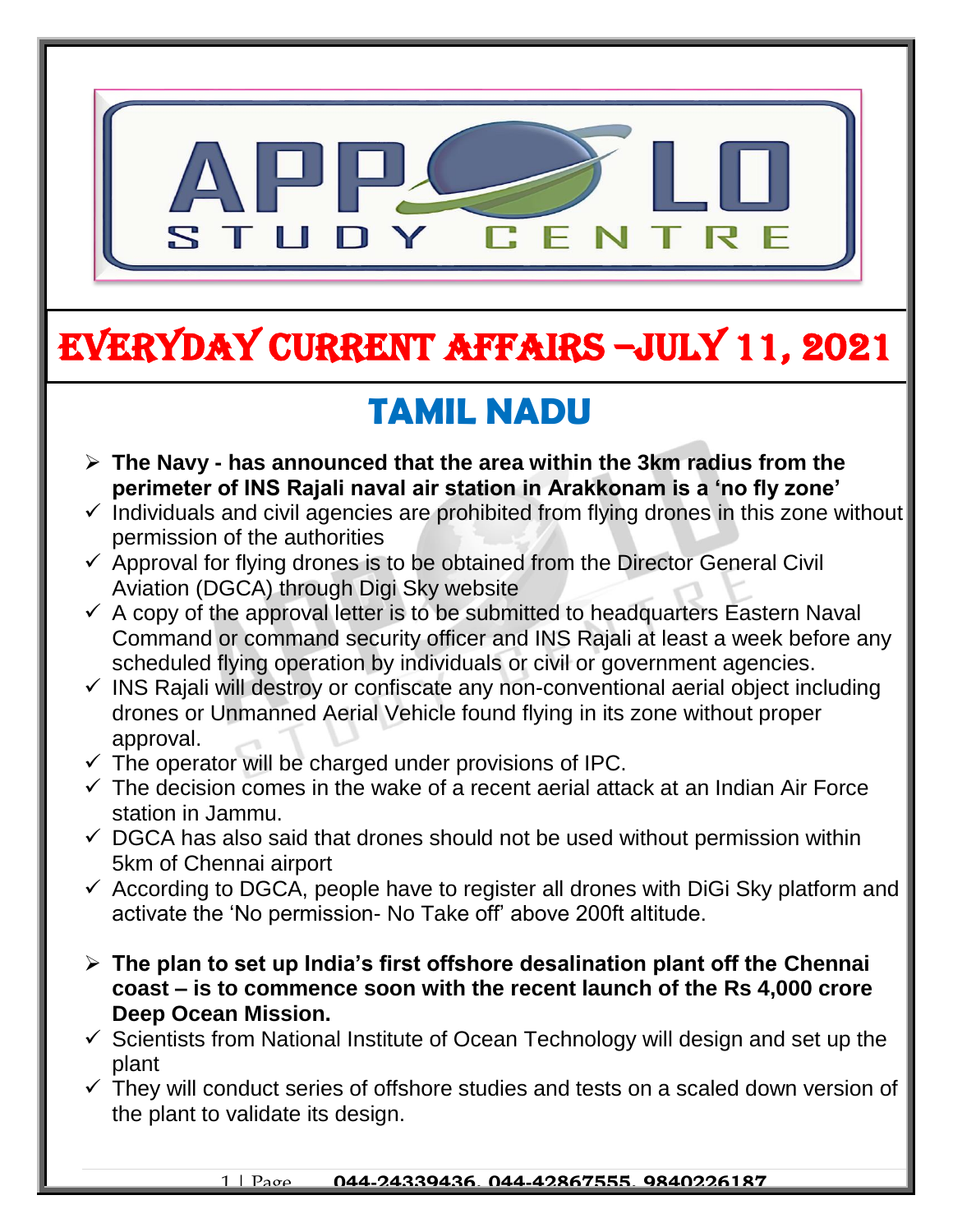# EVERYDAY CURRENT AFFAIRS –JULY 11, 2021

## TAMIL NADU

- **The Navy - has announced that the area within the 3km radius from the perimeter of INS Rajali naval air station in Arakkonam is a 'no fly zone'**
  - ✓ Individuals and civil agencies are prohibited from flying drones in this zone without permission of the authorities
  - ✓ Approval for flying drones is to be obtained from the Director General Civil Aviation (DGCA) through Digi Sky website
  - ✓ A copy of the approval letter is to be submitted to headquarters Eastern Naval Command or command security officer and INS Rajali at least a week before any scheduled flying operation by individuals or civil or government agencies.
  - ✓ INS Rajali will destroy or confiscate any non-conventional aerial object including drones or Unmanned Aerial Vehicle found flying in its zone without proper approval.
  - ✓ The operator will be charged under provisions of IPC.
  - ✓ The decision comes in the wake of a recent aerial attack at an Indian Air Force station in Jammu.
  - ✓ DGCA has also said that drones should not be used without permission within 5km of Chennai airport
  - ✓ According to DGCA, people have to register all drones with DiGi Sky platform and activate the 'No permission- No Take off' above 200ft altitude.

- **The plan to set up India's first offshore desalination plant off the Chennai coast – is to commence soon with the recent launch of the Rs 4,000 crore Deep Ocean Mission.**
  - ✓ Scientists from National Institute of Ocean Technology will design and set up the plant
  - ✓ They will conduct series of offshore studies and tests on a scaled down version of the plant to validate its design.

044-24339436, 044-42867555, 9840226187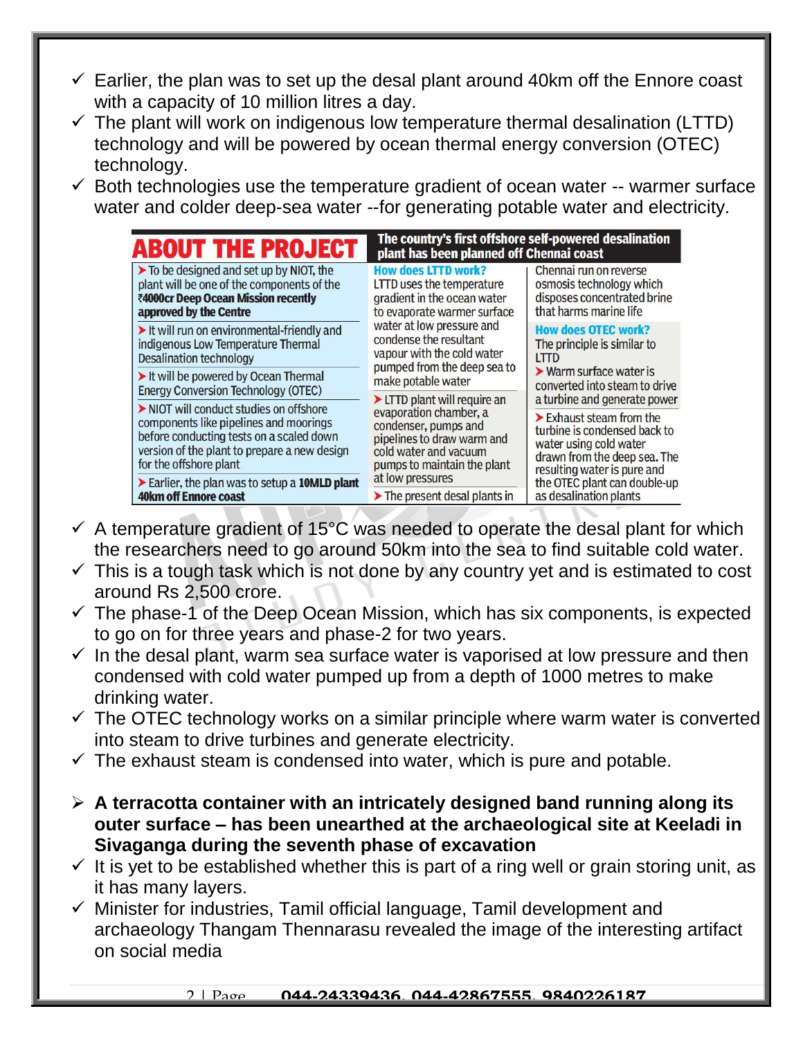- ✓ Earlier, the plan was to set up the desal plant around 40km off the Ennore coast with a capacity of 10 million litres a day.
- ✓ The plant will work on indigenous low temperature thermal desalination (LTTD) technology and will be powered by ocean thermal energy conversion (OTEC) technology.
- ✓ Both technologies use the temperature gradient of ocean water -- warmer surface water and colder deep-sea water --for generating potable water and electricity.

**ABOUT THE PROJECT**

**The country's first offshore self-powered desalination plant has been planned off Chennai coast**

- To be designed and set up by NIOT, the plant will be one of the components of the **₹4000cr Deep Ocean Mission recently approved by the Centre**
- It will run on environmental-friendly and indigenous Low Temperature Thermal Desalination technology
- It will be powered by Ocean Thermal Energy Conversion Technology (OTEC)
- NIOT will conduct studies on offshore components like pipelines and moorings before conducting tests on a scaled down version of the plant to prepare a new design for the offshore plant
- Earlier, the plan was to setup a **10MLD plant 40km off Ennore coast**

**How does LTTD work?**

LTTD uses the temperature gradient in the ocean water to evaporate warmer surface water at low pressure and condense the resultant vapour with the cold water pumped from the deep sea to make potable water

- LTTD plant will require an evaporation chamber, a condenser, pumps and pipelines to draw warm and cold water and vacuum pumps to maintain the plant at low pressures
- The present desal plants in Chennai run on reverse osmosis technology which disposes concentrated brine that harms marine life

**How does OTEC work?**

The principle is similar to LTTD

- Warm surface water is converted into steam to drive a turbine and generate power
- Exhaust steam from the turbine is condensed back to water using cold water drawn from the deep sea. The resulting water is pure and the OTEC plant can double-up as desalination plants

- ✓ A temperature gradient of 15°C was needed to operate the desal plant for which the researchers need to go around 50km into the sea to find suitable cold water.
- ✓ This is a tough task which is not done by any country yet and is estimated to cost around Rs 2,500 crore.
- ✓ The phase-1 of the Deep Ocean Mission, which has six components, is expected to go on for three years and phase-2 for two years.
- ✓ In the desal plant, warm sea surface water is vaporised at low pressure and then condensed with cold water pumped up from a depth of 1000 metres to make drinking water.
- ✓ The OTEC technology works on a similar principle where warm water is converted into steam to drive turbines and generate electricity.
- ✓ The exhaust steam is condensed into water, which is pure and potable.

➢ **A terracotta container with an intricately designed band running along its outer surface – has been unearthed at the archaeological site at Keeladi in Sivaganga during the seventh phase of excavation**

- ✓ It is yet to be established whether this is part of a ring well or grain storing unit, as it has many layers.
- ✓ Minister for industries, Tamil official language, Tamil development and archaeology Thangam Thennarasu revealed the image of the interesting artifact on social media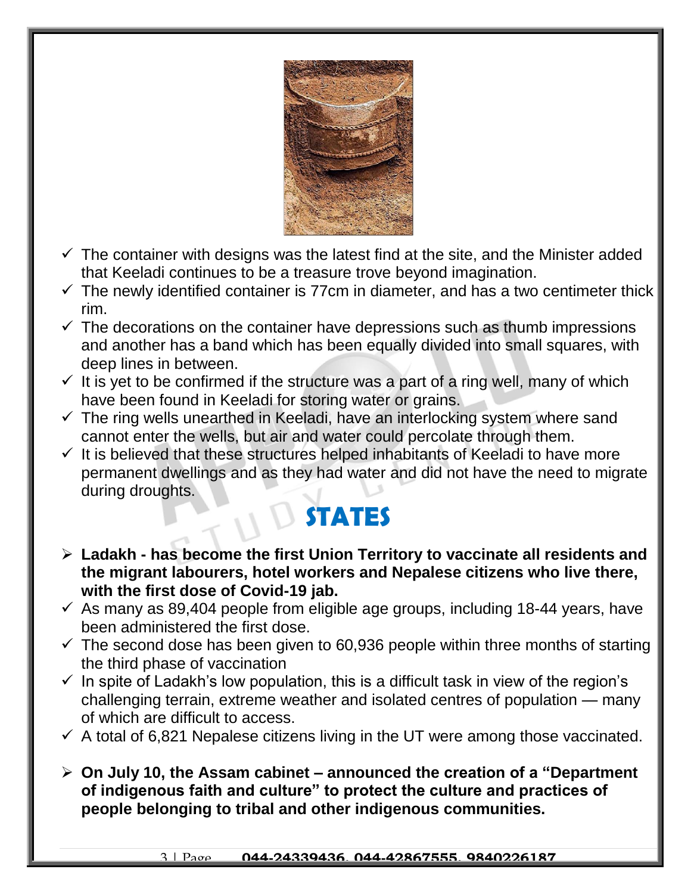- ✓ The container with designs was the latest find at the site, and the Minister added that Keeladi continues to be a treasure trove beyond imagination.
- ✓ The newly identified container is 77cm in diameter, and has a two centimeter thick rim.
- ✓ The decorations on the container have depressions such as thumb impressions and another has a band which has been equally divided into small squares, with deep lines in between.
- ✓ It is yet to be confirmed if the structure was a part of a ring well, many of which have been found in Keeladi for storing water or grains.
- ✓ The ring wells unearthed in Keeladi, have an interlocking system where sand cannot enter the wells, but air and water could percolate through them.
- ✓ It is believed that these structures helped inhabitants of Keeladi to have more permanent dwellings and as they had water and did not have the need to migrate during droughts.

# STATES

- **Ladakh - has become the first Union Territory to vaccinate all residents and the migrant labourers, hotel workers and Nepalese citizens who live there, with the first dose of Covid-19 jab.**
- ✓ As many as 89,404 people from eligible age groups, including 18-44 years, have been administered the first dose.
- ✓ The second dose has been given to 60,936 people within three months of starting the third phase of vaccination
- ✓ In spite of Ladakh's low population, this is a difficult task in view of the region's challenging terrain, extreme weather and isolated centres of population — many of which are difficult to access.
- ✓ A total of 6,821 Nepalese citizens living in the UT were among those vaccinated.

- **On July 10, the Assam cabinet – announced the creation of a "Department of indigenous faith and culture" to protect the culture and practices of people belonging to tribal and other indigenous communities.**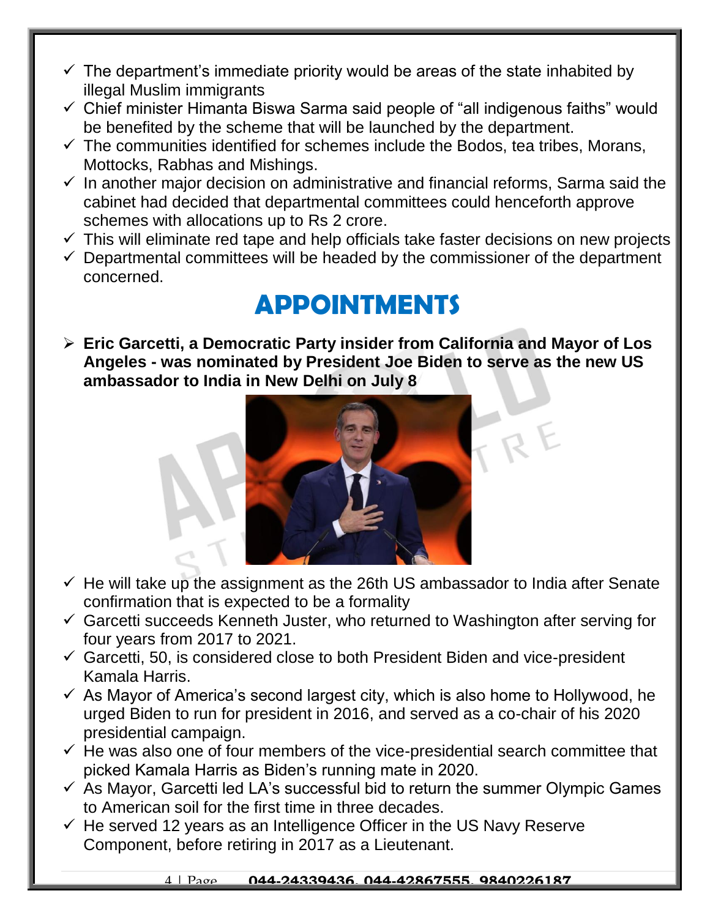- ✓ The department's immediate priority would be areas of the state inhabited by illegal Muslim immigrants
- ✓ Chief minister Himanta Biswa Sarma said people of "all indigenous faiths" would be benefited by the scheme that will be launched by the department.
- ✓ The communities identified for schemes include the Bodos, tea tribes, Morans, Mottocks, Rabhas and Mishings.
- ✓ In another major decision on administrative and financial reforms, Sarma said the cabinet had decided that departmental committees could henceforth approve schemes with allocations up to Rs 2 crore.
- ✓ This will eliminate red tape and help officials take faster decisions on new projects
- ✓ Departmental committees will be headed by the commissioner of the department concerned.

# APPOINTMENTS

- **Eric Garcetti, a Democratic Party insider from California and Mayor of Los Angeles - was nominated by President Joe Biden to serve as the new US ambassador to India in New Delhi on July 8**

- ✓ He will take up the assignment as the 26th US ambassador to India after Senate confirmation that is expected to be a formality
- ✓ Garcetti succeeds Kenneth Juster, who returned to Washington after serving for four years from 2017 to 2021.
- ✓ Garcetti, 50, is considered close to both President Biden and vice-president Kamala Harris.
- ✓ As Mayor of America's second largest city, which is also home to Hollywood, he urged Biden to run for president in 2016, and served as a co-chair of his 2020 presidential campaign.
- ✓ He was also one of four members of the vice-presidential search committee that picked Kamala Harris as Biden's running mate in 2020.
- ✓ As Mayor, Garcetti led LA's successful bid to return the summer Olympic Games to American soil for the first time in three decades.
- ✓ He served 12 years as an Intelligence Officer in the US Navy Reserve Component, before retiring in 2017 as a Lieutenant.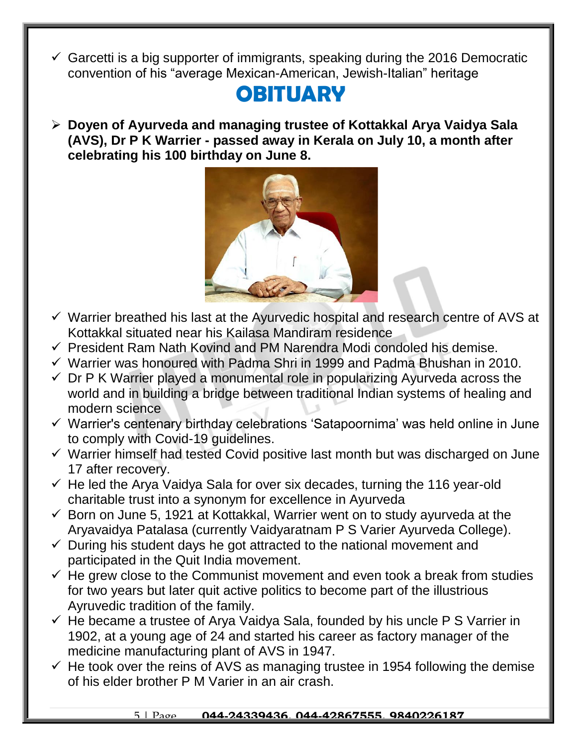- ✓ Garcetti is a big supporter of immigrants, speaking during the 2016 Democratic convention of his "average Mexican-American, Jewish-Italian" heritage

# OBITUARY

- **Doyen of Ayurveda and managing trustee of Kottakkal Arya Vaidya Sala (AVS), Dr P K Warrier - passed away in Kerala on July 10, a month after celebrating his 100 birthday on June 8.**

- ✓ Warrier breathed his last at the Ayurvedic hospital and research centre of AVS at Kottakkal situated near his Kailasa Mandiram residence
- ✓ President Ram Nath Kovind and PM Narendra Modi condoled his demise.
- ✓ Warrier was honoured with Padma Shri in 1999 and Padma Bhushan in 2010.
- ✓ Dr P K Warrier played a monumental role in popularizing Ayurveda across the world and in building a bridge between traditional Indian systems of healing and modern science
- ✓ Warrier's centenary birthday celebrations 'Satapoornima' was held online in June to comply with Covid-19 guidelines.
- ✓ Warrier himself had tested Covid positive last month but was discharged on June 17 after recovery.
- ✓ He led the Arya Vaidya Sala for over six decades, turning the 116 year-old charitable trust into a synonym for excellence in Ayurveda
- ✓ Born on June 5, 1921 at Kottakkal, Warrier went on to study ayurveda at the Aryavaidya Patalasa (currently Vaidyaratnam P S Varier Ayurveda College).
- ✓ During his student days he got attracted to the national movement and participated in the Quit India movement.
- ✓ He grew close to the Communist movement and even took a break from studies for two years but later quit active politics to become part of the illustrious Ayruvedic tradition of the family.
- ✓ He became a trustee of Arya Vaidya Sala, founded by his uncle P S Varrier in 1902, at a young age of 24 and started his career as factory manager of the medicine manufacturing plant of AVS in 1947.
- ✓ He took over the reins of AVS as managing trustee in 1954 following the demise of his elder brother P M Varier in an air crash.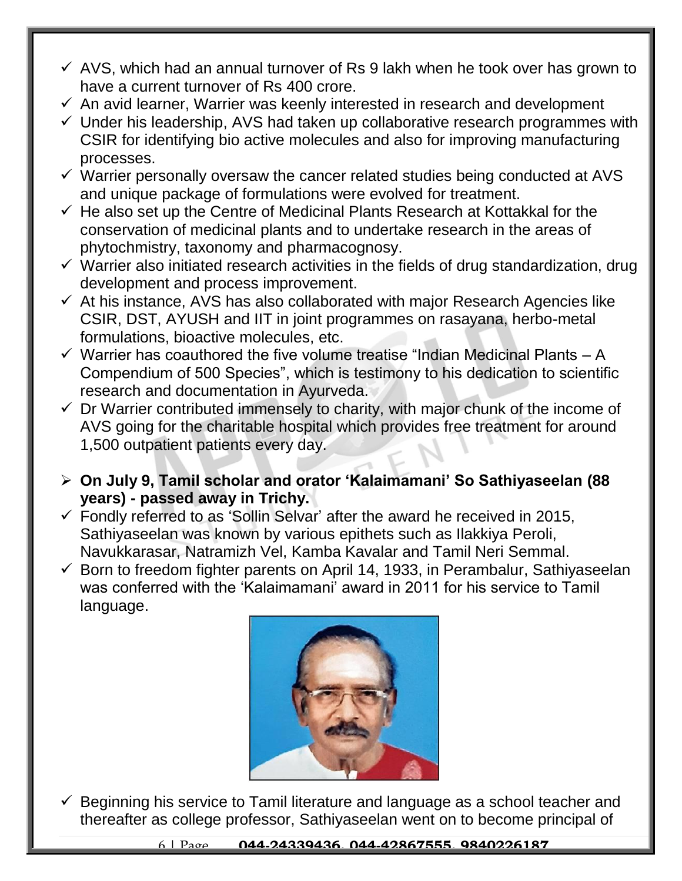- ✓ AVS, which had an annual turnover of Rs 9 lakh when he took over has grown to have a current turnover of Rs 400 crore.
- ✓ An avid learner, Warrier was keenly interested in research and development
- ✓ Under his leadership, AVS had taken up collaborative research programmes with CSIR for identifying bio active molecules and also for improving manufacturing processes.
- ✓ Warrier personally oversaw the cancer related studies being conducted at AVS and unique package of formulations were evolved for treatment.
- ✓ He also set up the Centre of Medicinal Plants Research at Kottakkal for the conservation of medicinal plants and to undertake research in the areas of phytochmistry, taxonomy and pharmacognosy.
- ✓ Warrier also initiated research activities in the fields of drug standardization, drug development and process improvement.
- ✓ At his instance, AVS has also collaborated with major Research Agencies like CSIR, DST, AYUSH and IIT in joint programmes on rasayana, herbo-metal formulations, bioactive molecules, etc.
- ✓ Warrier has coauthored the five volume treatise "Indian Medicinal Plants – A Compendium of 500 Species", which is testimony to his dedication to scientific research and documentation in Ayurveda.
- ✓ Dr Warrier contributed immensely to charity, with major chunk of the income of AVS going for the charitable hospital which provides free treatment for around 1,500 outpatient patients every day.

- **On July 9, Tamil scholar and orator 'Kalaimamani' So Sathiyaseelan (88 years) - passed away in Trichy.**
- ✓ Fondly referred to as 'Sollin Selvar' after the award he received in 2015, Sathiyaseelan was known by various epithets such as Ilakkiya Peroli, Navukkarasar, Natramizh Vel, Kamba Kavalar and Tamil Neri Semmal.
- ✓ Born to freedom fighter parents on April 14, 1933, in Perambalur, Sathiyaseelan was conferred with the 'Kalaimamani' award in 2011 for his service to Tamil language.
- ✓ Beginning his service to Tamil literature and language as a school teacher and thereafter as college professor, Sathiyaseelan went on to become principal of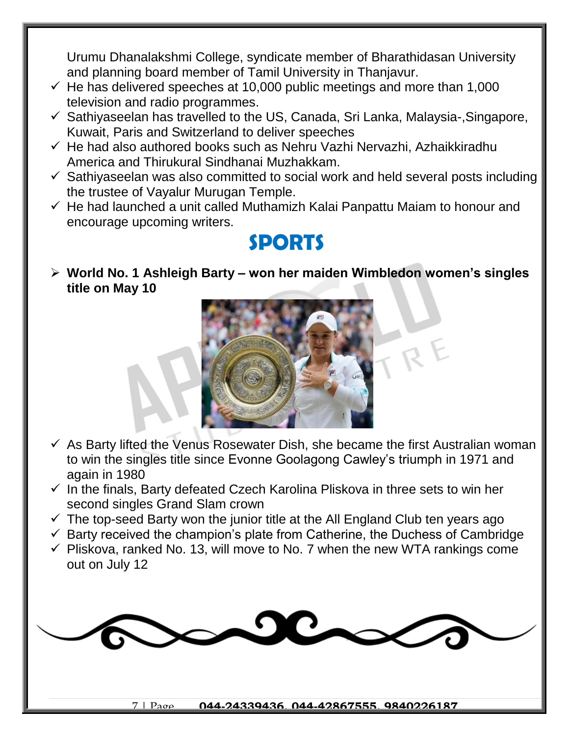Urumu Dhanalakshmi College, syndicate member of Bharathidasan University and planning board member of Tamil University in Thanjavur.

- ✓ He has delivered speeches at 10,000 public meetings and more than 1,000 television and radio programmes.
- ✓ Sathiyaseelan has travelled to the US, Canada, Sri Lanka, Malaysia-,Singapore, Kuwait, Paris and Switzerland to deliver speeches
- ✓ He had also authored books such as Nehru Vazhi Nervazhi, Azhaikkiradhu America and Thirukural Sindhanai Muzhakkam.
- ✓ Sathiyaseelan was also committed to social work and held several posts including the trustee of Vayalur Murugan Temple.
- ✓ He had launched a unit called Muthamizh Kalai Panpattu Maiam to honour and encourage upcoming writers.

# SPORTS

- **World No. 1 Ashleigh Barty – won her maiden Wimbledon women's singles title on May 10**

- ✓ As Barty lifted the Venus Rosewater Dish, she became the first Australian woman to win the singles title since Evonne Goolagong Cawley's triumph in 1971 and again in 1980
- ✓ In the finals, Barty defeated Czech Karolina Pliskova in three sets to win her second singles Grand Slam crown
- ✓ The top-seed Barty won the junior title at the All England Club ten years ago
- ✓ Barty received the champion's plate from Catherine, the Duchess of Cambridge
- ✓ Pliskova, ranked No. 13, will move to No. 7 when the new WTA rankings come out on July 12